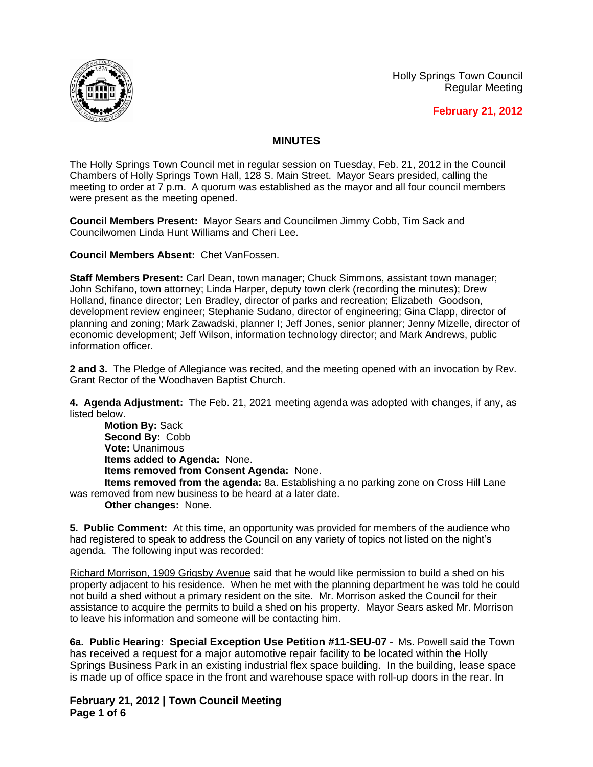Holly Springs Town Council
Regular Meeting

**February 21, 2012**

## MINUTES

The Holly Springs Town Council met in regular session on Tuesday, Feb. 21, 2012 in the Council Chambers of Holly Springs Town Hall, 128 S. Main Street. Mayor Sears presided, calling the meeting to order at 7 p.m. A quorum was established as the mayor and all four council members were present as the meeting opened.

**Council Members Present:** Mayor Sears and Councilmen Jimmy Cobb, Tim Sack and Councilwomen Linda Hunt Williams and Cheri Lee.

**Council Members Absent:** Chet VanFossen.

**Staff Members Present:** Carl Dean, town manager; Chuck Simmons, assistant town manager; John Schifano, town attorney; Linda Harper, deputy town clerk (recording the minutes); Drew Holland, finance director; Len Bradley, director of parks and recreation; Elizabeth Goodson, development review engineer; Stephanie Sudano, director of engineering; Gina Clapp, director of planning and zoning; Mark Zawadski, planner I; Jeff Jones, senior planner; Jenny Mizelle, director of economic development; Jeff Wilson, information technology director; and Mark Andrews, public information officer.

**2 and 3.** The Pledge of Allegiance was recited, and the meeting opened with an invocation by Rev. Grant Rector of the Woodhaven Baptist Church.

**4. Agenda Adjustment:** The Feb. 21, 2021 meeting agenda was adopted with changes, if any, as listed below.

**Motion By:** Sack
**Second By:** Cobb
**Vote:** Unanimous
**Items added to Agenda:** None.
**Items removed from Consent Agenda:** None.
**Items removed from the agenda:** 8a. Establishing a no parking zone on Cross Hill Lane was removed from new business to be heard at a later date.
**Other changes:** None.

**5. Public Comment:** At this time, an opportunity was provided for members of the audience who had registered to speak to address the Council on any variety of topics not listed on the night's agenda. The following input was recorded:

Richard Morrison, 1909 Grigsby Avenue said that he would like permission to build a shed on his property adjacent to his residence. When he met with the planning department he was told he could not build a shed without a primary resident on the site. Mr. Morrison asked the Council for their assistance to acquire the permits to build a shed on his property. Mayor Sears asked Mr. Morrison to leave his information and someone will be contacting him.

**6a. Public Hearing: Special Exception Use Petition #11-SEU-07** - Ms. Powell said the Town has received a request for a major automotive repair facility to be located within the Holly Springs Business Park in an existing industrial flex space building. In the building, lease space is made up of office space in the front and warehouse space with roll-up doors in the rear. In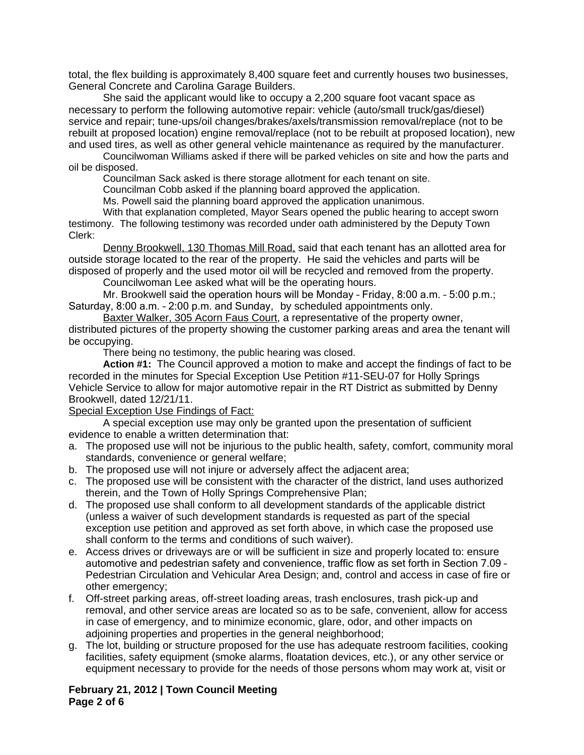total, the flex building is approximately 8,400 square feet and currently houses two businesses, General Concrete and Carolina Garage Builders.

She said the applicant would like to occupy a 2,200 square foot vacant space as necessary to perform the following automotive repair: vehicle (auto/small truck/gas/diesel) service and repair; tune-ups/oil changes/brakes/axels/transmission removal/replace (not to be rebuilt at proposed location) engine removal/replace (not to be rebuilt at proposed location), new and used tires, as well as other general vehicle maintenance as required by the manufacturer.

Councilwoman Williams asked if there will be parked vehicles on site and how the parts and oil be disposed.

Councilman Sack asked is there storage allotment for each tenant on site.

Councilman Cobb asked if the planning board approved the application.

Ms. Powell said the planning board approved the application unanimous.

With that explanation completed, Mayor Sears opened the public hearing to accept sworn testimony. The following testimony was recorded under oath administered by the Deputy Town Clerk:

Denny Brookwell, 130 Thomas Mill Road, said that each tenant has an allotted area for outside storage located to the rear of the property. He said the vehicles and parts will be disposed of properly and the used motor oil will be recycled and removed from the property.

Councilwoman Lee asked what will be the operating hours.

Mr. Brookwell said the operation hours will be Monday – Friday, 8:00 a.m. – 5:00 p.m.; Saturday, 8:00 a.m. – 2:00 p.m. and Sunday, by scheduled appointments only.

Baxter Walker, 305 Acorn Faus Court, a representative of the property owner, distributed pictures of the property showing the customer parking areas and area the tenant will be occupying.

There being no testimony, the public hearing was closed.

**Action #1:** The Council approved a motion to make and accept the findings of fact to be recorded in the minutes for Special Exception Use Petition #11-SEU-07 for Holly Springs Vehicle Service to allow for major automotive repair in the RT District as submitted by Denny Brookwell, dated 12/21/11.

Special Exception Use Findings of Fact:

A special exception use may only be granted upon the presentation of sufficient evidence to enable a written determination that:

a. The proposed use will not be injurious to the public health, safety, comfort, community moral standards, convenience or general welfare;
b. The proposed use will not injure or adversely affect the adjacent area;
c. The proposed use will be consistent with the character of the district, land uses authorized therein, and the Town of Holly Springs Comprehensive Plan;
d. The proposed use shall conform to all development standards of the applicable district (unless a waiver of such development standards is requested as part of the special exception use petition and approved as set forth above, in which case the proposed use shall conform to the terms and conditions of such waiver).
e. Access drives or driveways are or will be sufficient in size and properly located to: ensure automotive and pedestrian safety and convenience, traffic flow as set forth in Section 7.09 – Pedestrian Circulation and Vehicular Area Design; and, control and access in case of fire or other emergency;
f. Off-street parking areas, off-street loading areas, trash enclosures, trash pick-up and removal, and other service areas are located so as to be safe, convenient, allow for access in case of emergency, and to minimize economic, glare, odor, and other impacts on adjoining properties and properties in the general neighborhood;
g. The lot, building or structure proposed for the use has adequate restroom facilities, cooking facilities, safety equipment (smoke alarms, floatation devices, etc.), or any other service or equipment necessary to provide for the needs of those persons whom may work at, visit or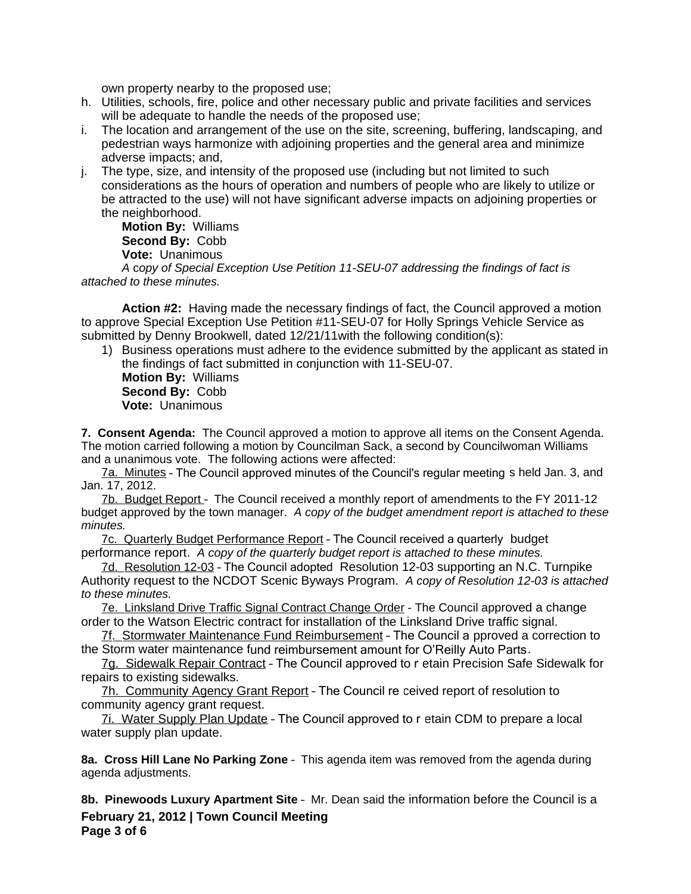own property nearby to the proposed use;

h. Utilities, schools, fire, police and other necessary public and private facilities and services will be adequate to handle the needs of the proposed use;
i. The location and arrangement of the use on the site, screening, buffering, landscaping, and pedestrian ways harmonize with adjoining properties and the general area and minimize adverse impacts; and,
j. The type, size, and intensity of the proposed use (including but not limited to such considerations as the hours of operation and numbers of people who are likely to utilize or be attracted to the use) will not have significant adverse impacts on adjoining properties or the neighborhood.

**Motion By:** Williams
**Second By:** Cobb
**Vote:** Unanimous

*A copy of Special Exception Use Petition 11-SEU-07 addressing the findings of fact is attached to these minutes.*

**Action #2:** Having made the necessary findings of fact, the Council approved a motion to approve Special Exception Use Petition #11-SEU-07 for Holly Springs Vehicle Service as submitted by Denny Brookwell, dated 12/21/11with the following condition(s):

1) Business operations must adhere to the evidence submitted by the applicant as stated in the findings of fact submitted in conjunction with 11-SEU-07.

**Motion By:** Williams
**Second By:** Cobb
**Vote:** Unanimous

**7. Consent Agenda:** The Council approved a motion to approve all items on the Consent Agenda. The motion carried following a motion by Councilman Sack, a second by Councilwoman Williams and a unanimous vote. The following actions were affected:

7a. Minutes – The Council approved minutes of the Council's regular meetings held Jan. 3, and Jan. 17, 2012.

7b. Budget Report – The Council received a monthly report of amendments to the FY 2011-12 budget approved by the town manager. *A copy of the budget amendment report is attached to these minutes.*

7c. Quarterly Budget Performance Report – The Council received a quarterly budget performance report. *A copy of the quarterly budget report is attached to these minutes.*

7d. Resolution 12-03 – The Council adopted Resolution 12-03 supporting an N.C. Turnpike Authority request to the NCDOT Scenic Byways Program. *A copy of Resolution 12-03 is attached to these minutes.*

7e. Linksland Drive Traffic Signal Contract Change Order - The Council approved a change order to the Watson Electric contract for installation of the Linksland Drive traffic signal.

7f. Stormwater Maintenance Fund Reimbursement – The Council approved a correction to the Storm water maintenance fund reimbursement amount for O'Reilly Auto Parts.

7g. Sidewalk Repair Contract – The Council approved to retain Precision Safe Sidewalk for repairs to existing sidewalks.

7h. Community Agency Grant Report – The Council received report of resolution to community agency grant request.

7i. Water Supply Plan Update – The Council approved to retain CDM to prepare a local water supply plan update.

**8a. Cross Hill Lane No Parking Zone** – This agenda item was removed from the agenda during agenda adjustments.

**8b. Pinewoods Luxury Apartment Site** – Mr. Dean said the information before the Council is a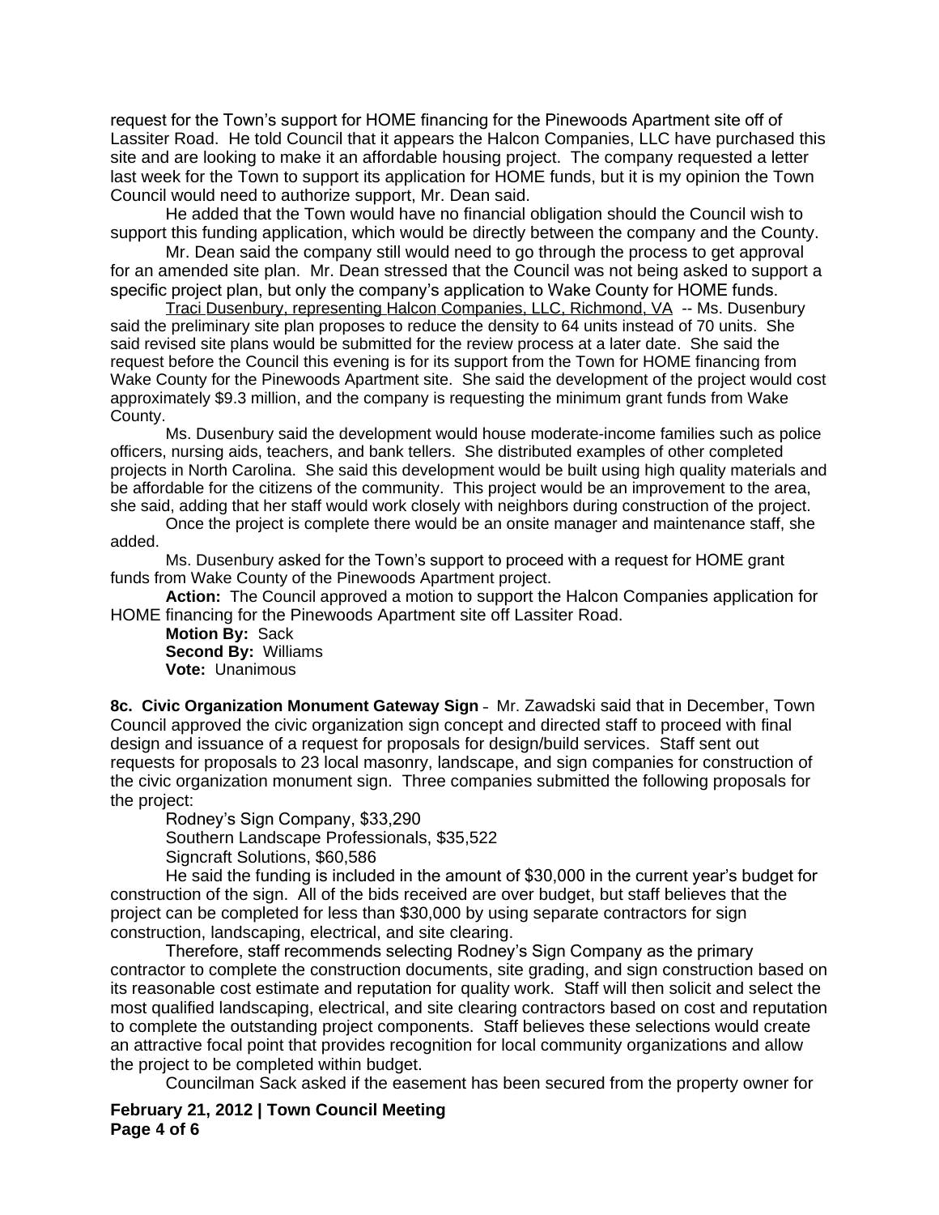request for the Town's support for HOME financing for the Pinewoods Apartment site off of Lassiter Road. He told Council that it appears the Halcon Companies, LLC have purchased this site and are looking to make it an affordable housing project. The company requested a letter last week for the Town to support its application for HOME funds, but it is my opinion the Town Council would need to authorize support, Mr. Dean said.

He added that the Town would have no financial obligation should the Council wish to support this funding application, which would be directly between the company and the County.

Mr. Dean said the company still would need to go through the process to get approval for an amended site plan. Mr. Dean stressed that the Council was not being asked to support a specific project plan, but only the company's application to Wake County for HOME funds.

Traci Dusenbury, representing Halcon Companies, LLC, Richmond, VA -- Ms. Dusenbury said the preliminary site plan proposes to reduce the density to 64 units instead of 70 units. She said revised site plans would be submitted for the review process at a later date. She said the request before the Council this evening is for its support from the Town for HOME financing from Wake County for the Pinewoods Apartment site. She said the development of the project would cost approximately $9.3 million, and the company is requesting the minimum grant funds from Wake County.

Ms. Dusenbury said the development would house moderate-income families such as police officers, nursing aids, teachers, and bank tellers. She distributed examples of other completed projects in North Carolina. She said this development would be built using high quality materials and be affordable for the citizens of the community. This project would be an improvement to the area, she said, adding that her staff would work closely with neighbors during construction of the project.

Once the project is complete there would be an onsite manager and maintenance staff, she added.

Ms. Dusenbury asked for the Town's support to proceed with a request for HOME grant funds from Wake County of the Pinewoods Apartment project.

**Action:** The Council approved a motion to support the Halcon Companies application for HOME financing for the Pinewoods Apartment site off Lassiter Road.

**Motion By:** Sack
**Second By:** Williams
**Vote:** Unanimous

**8c. Civic Organization Monument Gateway Sign** – Mr. Zawadski said that in December, Town Council approved the civic organization sign concept and directed staff to proceed with final design and issuance of a request for proposals for design/build services. Staff sent out requests for proposals to 23 local masonry, landscape, and sign companies for construction of the civic organization monument sign. Three companies submitted the following proposals for the project:

Rodney's Sign Company, $33,290
Southern Landscape Professionals, $35,522
Signcraft Solutions, $60,586

He said the funding is included in the amount of $30,000 in the current year's budget for construction of the sign. All of the bids received are over budget, but staff believes that the project can be completed for less than $30,000 by using separate contractors for sign construction, landscaping, electrical, and site clearing.

Therefore, staff recommends selecting Rodney's Sign Company as the primary contractor to complete the construction documents, site grading, and sign construction based on its reasonable cost estimate and reputation for quality work. Staff will then solicit and select the most qualified landscaping, electrical, and site clearing contractors based on cost and reputation to complete the outstanding project components. Staff believes these selections would create an attractive focal point that provides recognition for local community organizations and allow the project to be completed within budget.

Councilman Sack asked if the easement has been secured from the property owner for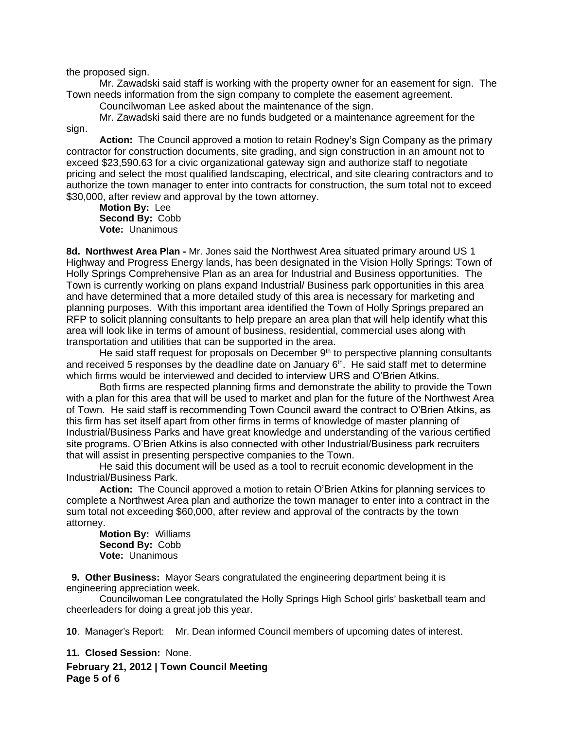the proposed sign.

Mr. Zawadski said staff is working with the property owner for an easement for sign. The Town needs information from the sign company to complete the easement agreement.

Councilwoman Lee asked about the maintenance of the sign.

Mr. Zawadski said there are no funds budgeted or a maintenance agreement for the sign.

**Action:** The Council approved a motion to retain Rodney's Sign Company as the primary contractor for construction documents, site grading, and sign construction in an amount not to exceed $23,590.63 for a civic organizational gateway sign and authorize staff to negotiate pricing and select the most qualified landscaping, electrical, and site clearing contractors and to authorize the town manager to enter into contracts for construction, the sum total not to exceed $30,000, after review and approval by the town attorney.

**Motion By:** Lee
**Second By:** Cobb
**Vote:** Unanimous

**8d. Northwest Area Plan -** Mr. Jones said the Northwest Area situated primary around US 1 Highway and Progress Energy lands, has been designated in the Vision Holly Springs: Town of Holly Springs Comprehensive Plan as an area for Industrial and Business opportunities. The Town is currently working on plans expand Industrial/ Business park opportunities in this area and have determined that a more detailed study of this area is necessary for marketing and planning purposes. With this important area identified the Town of Holly Springs prepared an RFP to solicit planning consultants to help prepare an area plan that will help identify what this area will look like in terms of amount of business, residential, commercial uses along with transportation and utilities that can be supported in the area.

He said staff request for proposals on December 9th to perspective planning consultants and received 5 responses by the deadline date on January 6th. He said staff met to determine which firms would be interviewed and decided to interview URS and O'Brien Atkins.

Both firms are respected planning firms and demonstrate the ability to provide the Town with a plan for this area that will be used to market and plan for the future of the Northwest Area of Town. He said staff is recommending Town Council award the contract to O'Brien Atkins, as this firm has set itself apart from other firms in terms of knowledge of master planning of Industrial/Business Parks and have great knowledge and understanding of the various certified site programs. O'Brien Atkins is also connected with other Industrial/Business park recruiters that will assist in presenting perspective companies to the Town.

He said this document will be used as a tool to recruit economic development in the Industrial/Business Park.

**Action:** The Council approved a motion to retain O'Brien Atkins for planning services to complete a Northwest Area plan and authorize the town manager to enter into a contract in the sum total not exceeding $60,000, after review and approval of the contracts by the town attorney.

**Motion By:** Williams
**Second By:** Cobb
**Vote:** Unanimous

**9. Other Business:** Mayor Sears congratulated the engineering department being it is engineering appreciation week.

Councilwoman Lee congratulated the Holly Springs High School girls' basketball team and cheerleaders for doing a great job this year.

**10**. Manager's Report: Mr. Dean informed Council members of upcoming dates of interest.

**11. Closed Session:** None.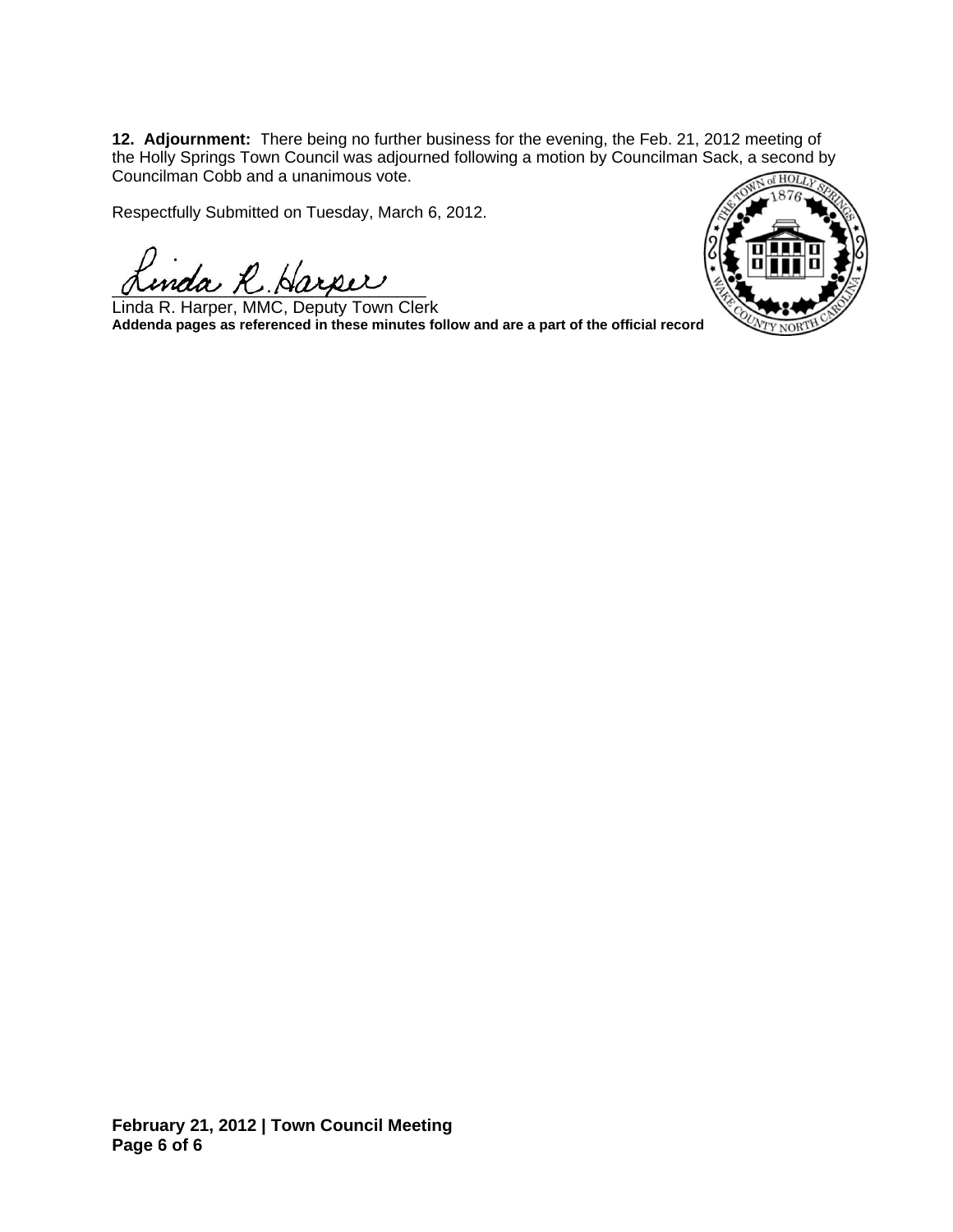**12. Adjournment:** There being no further business for the evening, the Feb. 21, 2012 meeting of the Holly Springs Town Council was adjourned following a motion by Councilman Sack, a second by Councilman Cobb and a unanimous vote.

Respectfully Submitted on Tuesday, March 6, 2012.

Linda R. Harper, MMC, Deputy Town Clerk

**Addenda pages as referenced in these minutes follow and are a part of the official record**